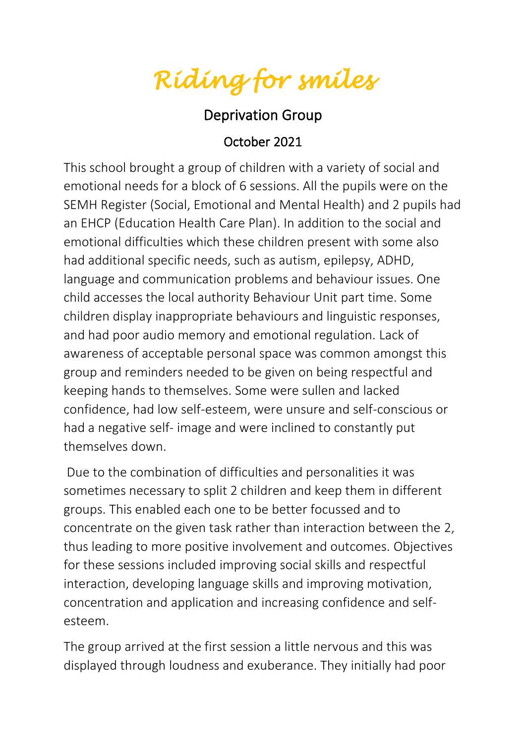# *Riding for smiles*

## Deprivation Group

## October 2021

This school brought a group of children with a variety of social and emotional needs for a block of 6 sessions. All the pupils were on the SEMH Register (Social, Emotional and Mental Health) and 2 pupils had an EHCP (Education Health Care Plan). In addition to the social and emotional difficulties which these children present with some also had additional specific needs, such as autism, epilepsy, ADHD, language and communication problems and behaviour issues. One child accesses the local authority Behaviour Unit part time. Some children display inappropriate behaviours and linguistic responses, and had poor audio memory and emotional regulation. Lack of awareness of acceptable personal space was common amongst this group and reminders needed to be given on being respectful and keeping hands to themselves. Some were sullen and lacked confidence, had low self-esteem, were unsure and self-conscious or had a negative self- image and were inclined to constantly put themselves down.

Due to the combination of difficulties and personalities it was sometimes necessary to split 2 children and keep them in different groups. This enabled each one to be better focussed and to concentrate on the given task rather than interaction between the 2, thus leading to more positive involvement and outcomes. Objectives for these sessions included improving social skills and respectful interaction, developing language skills and improving motivation, concentration and application and increasing confidence and self-esteem.

The group arrived at the first session a little nervous and this was displayed through loudness and exuberance. They initially had poor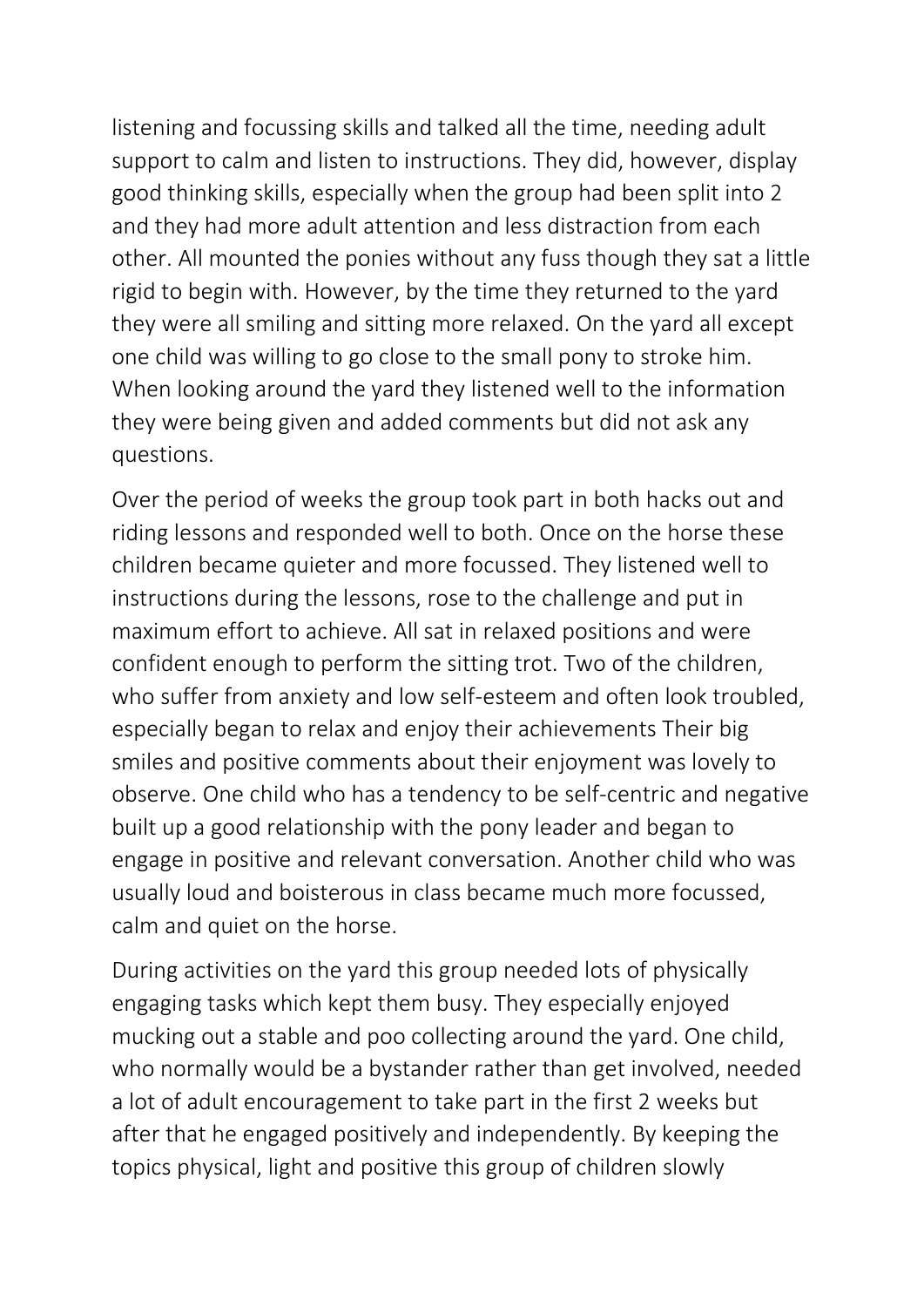listening and focussing skills and talked all the time, needing adult support to calm and listen to instructions. They did, however, display good thinking skills, especially when the group had been split into 2 and they had more adult attention and less distraction from each other. All mounted the ponies without any fuss though they sat a little rigid to begin with. However, by the time they returned to the yard they were all smiling and sitting more relaxed. On the yard all except one child was willing to go close to the small pony to stroke him. When looking around the yard they listened well to the information they were being given and added comments but did not ask any questions.

Over the period of weeks the group took part in both hacks out and riding lessons and responded well to both. Once on the horse these children became quieter and more focussed. They listened well to instructions during the lessons, rose to the challenge and put in maximum effort to achieve. All sat in relaxed positions and were confident enough to perform the sitting trot. Two of the children, who suffer from anxiety and low self-esteem and often look troubled, especially began to relax and enjoy their achievements Their big smiles and positive comments about their enjoyment was lovely to observe. One child who has a tendency to be self-centric and negative built up a good relationship with the pony leader and began to engage in positive and relevant conversation. Another child who was usually loud and boisterous in class became much more focussed, calm and quiet on the horse.

During activities on the yard this group needed lots of physically engaging tasks which kept them busy. They especially enjoyed mucking out a stable and poo collecting around the yard. One child, who normally would be a bystander rather than get involved, needed a lot of adult encouragement to take part in the first 2 weeks but after that he engaged positively and independently. By keeping the topics physical, light and positive this group of children slowly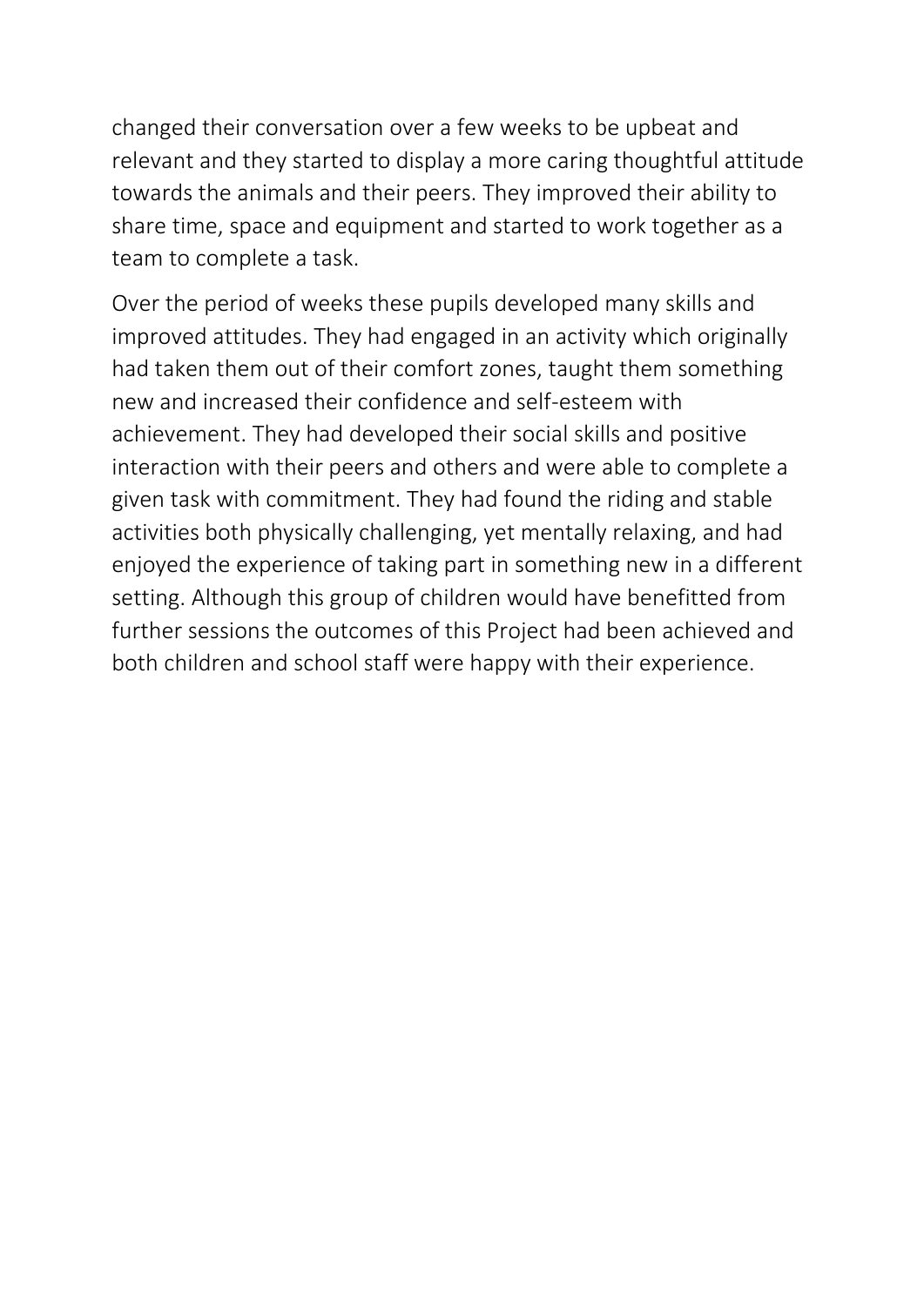changed their conversation over a few weeks to be upbeat and relevant and they started to display a more caring thoughtful attitude towards the animals and their peers. They improved their ability to share time, space and equipment and started to work together as a team to complete a task.

Over the period of weeks these pupils developed many skills and improved attitudes. They had engaged in an activity which originally had taken them out of their comfort zones, taught them something new and increased their confidence and self-esteem with achievement. They had developed their social skills and positive interaction with their peers and others and were able to complete a given task with commitment. They had found the riding and stable activities both physically challenging, yet mentally relaxing, and had enjoyed the experience of taking part in something new in a different setting. Although this group of children would have benefitted from further sessions the outcomes of this Project had been achieved and both children and school staff were happy with their experience.